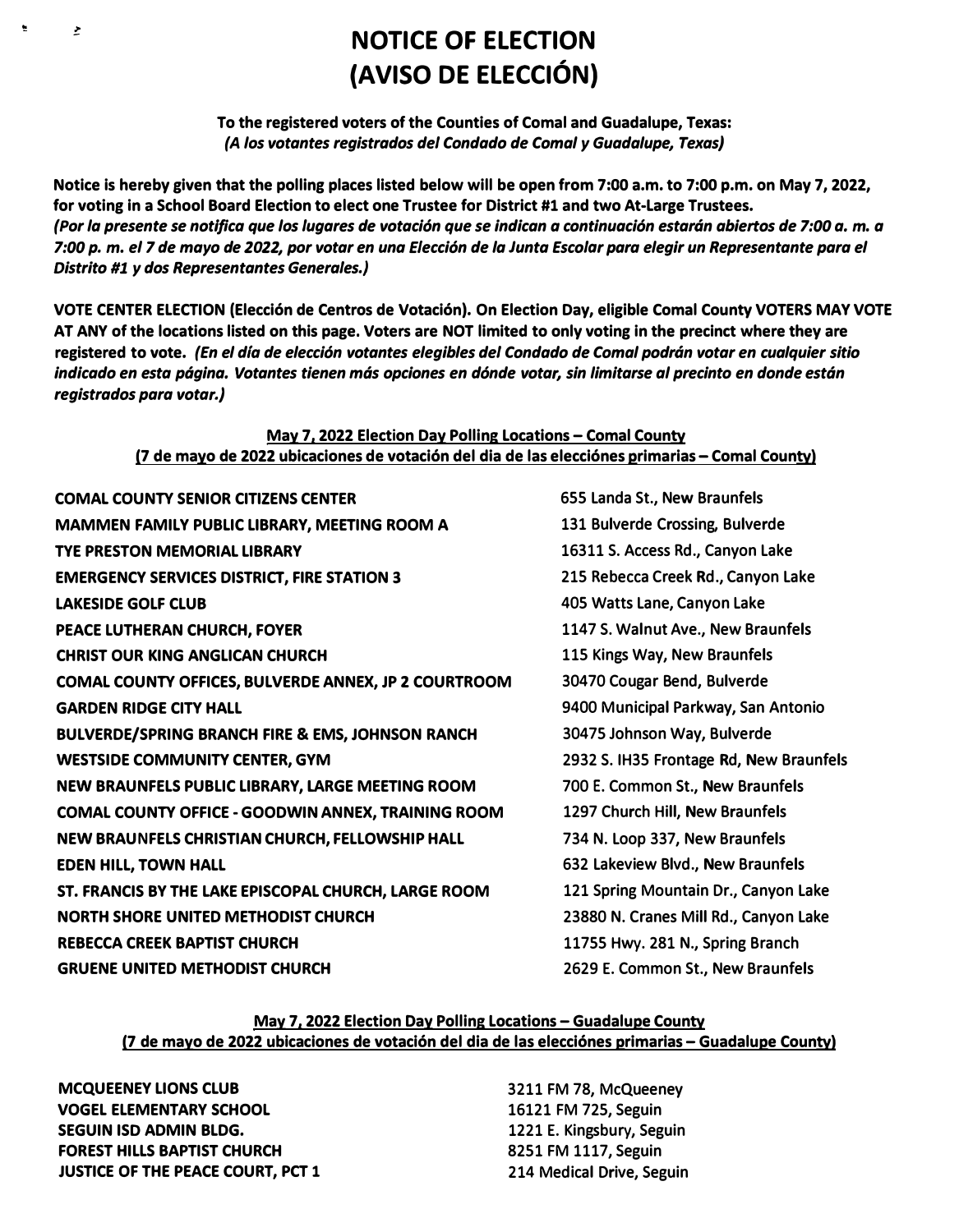# NOTICE OF ELECTION
# (AVISO DE ELECCIÓN)

**To the registered voters of the Counties of Comal and Guadalupe, Texas:**
***(A los votantes registrados del Condado de Comal y Guadalupe, Texas)***

**Notice is hereby given that the polling places listed below will be open from 7:00 a.m. to 7:00 p.m. on May 7, 2022, for voting in a School Board Election to elect one Trustee for District #1 and two At-Large Trustees.**
***(Por la presente se notifica que los lugares de votación que se indican a continuación estarán abiertos de 7:00 a. m. a 7:00 p. m. el 7 de mayo de 2022, por votar en una Elección de la Junta Escolar para elegir un Representante para el Distrito #1 y dos Representantes Generales.)***

**VOTE CENTER ELECTION (Elección de Centros de Votación). On Election Day, eligible Comal County VOTERS MAY VOTE AT ANY of the locations listed on this page. Voters are NOT limited to only voting in the precinct where they are registered to vote.** ***(En el día de elección votantes elegibles del Condado de Comal podrán votar en cualquier sitio indicado en esta página. Votantes tienen más opciones en dónde votar, sin limitarse al precinto en donde están registrados para votar.)***

**May 7, 2022 Election Day Polling Locations – Comal County**
**(7 de mayo de 2022 ubicaciones de votación del dia de las elecciónes primarias – Comal County)**

| | |
|---|---|
| **COMAL COUNTY SENIOR CITIZENS CENTER** | 655 Landa St., New Braunfels |
| **MAMMEN FAMILY PUBLIC LIBRARY, MEETING ROOM A** | 131 Bulverde Crossing, Bulverde |
| **TYE PRESTON MEMORIAL LIBRARY** | 16311 S. Access Rd., Canyon Lake |
| **EMERGENCY SERVICES DISTRICT, FIRE STATION 3** | 215 Rebecca Creek Rd., Canyon Lake |
| **LAKESIDE GOLF CLUB** | 405 Watts Lane, Canyon Lake |
| **PEACE LUTHERAN CHURCH, FOYER** | 1147 S. Walnut Ave., New Braunfels |
| **CHRIST OUR KING ANGLICAN CHURCH** | 115 Kings Way, New Braunfels |
| **COMAL COUNTY OFFICES, BULVERDE ANNEX, JP 2 COURTROOM** | 30470 Cougar Bend, Bulverde |
| **GARDEN RIDGE CITY HALL** | 9400 Municipal Parkway, San Antonio |
| **BULVERDE/SPRING BRANCH FIRE & EMS, JOHNSON RANCH** | 30475 Johnson Way, Bulverde |
| **WESTSIDE COMMUNITY CENTER, GYM** | 2932 S. IH35 Frontage Rd, New Braunfels |
| **NEW BRAUNFELS PUBLIC LIBRARY, LARGE MEETING ROOM** | 700 E. Common St., New Braunfels |
| **COMAL COUNTY OFFICE - GOODWIN ANNEX, TRAINING ROOM** | 1297 Church Hill, New Braunfels |
| **NEW BRAUNFELS CHRISTIAN CHURCH, FELLOWSHIP HALL** | 734 N. Loop 337, New Braunfels |
| **EDEN HILL, TOWN HALL** | 632 Lakeview Blvd., New Braunfels |
| **ST. FRANCIS BY THE LAKE EPISCOPAL CHURCH, LARGE ROOM** | 121 Spring Mountain Dr., Canyon Lake |
| **NORTH SHORE UNITED METHODIST CHURCH** | 23880 N. Cranes Mill Rd., Canyon Lake |
| **REBECCA CREEK BAPTIST CHURCH** | 11755 Hwy. 281 N., Spring Branch |
| **GRUENE UNITED METHODIST CHURCH** | 2629 E. Common St., New Braunfels |

**May 7, 2022 Election Day Polling Locations – Guadalupe County**
**(7 de mayo de 2022 ubicaciones de votación del dia de las elecciónes primarias – Guadalupe County)**

| | |
|---|---|
| **MCQUEENEY LIONS CLUB** | 3211 FM 78, McQueeney |
| **VOGEL ELEMENTARY SCHOOL** | 16121 FM 725, Seguin |
| **SEGUIN ISD ADMIN BLDG.** | 1221 E. Kingsbury, Seguin |
| **FOREST HILLS BAPTIST CHURCH** | 8251 FM 1117, Seguin |
| **JUSTICE OF THE PEACE COURT, PCT 1** | 214 Medical Drive, Seguin |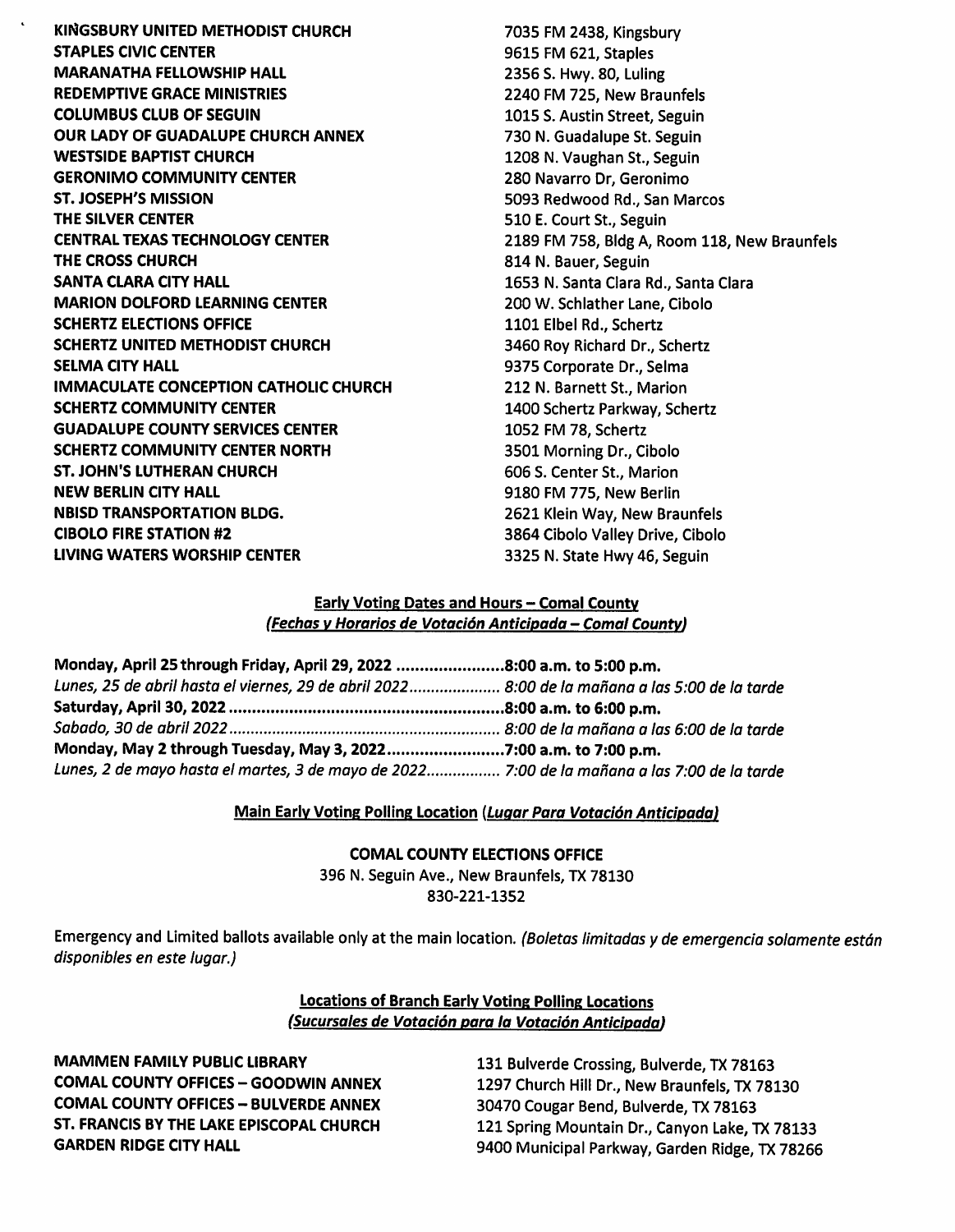| | |
|---|---|
| **KINGSBURY UNITED METHODIST CHURCH** | 7035 FM 2438, Kingsbury |
| **STAPLES CIVIC CENTER** | 9615 FM 621, Staples |
| **MARANATHA FELLOWSHIP HALL** | 2356 S. Hwy. 80, Luling |
| **REDEMPTIVE GRACE MINISTRIES** | 2240 FM 725, New Braunfels |
| **COLUMBUS CLUB OF SEGUIN** | 1015 S. Austin Street, Seguin |
| **OUR LADY OF GUADALUPE CHURCH ANNEX** | 730 N. Guadalupe St. Seguin |
| **WESTSIDE BAPTIST CHURCH** | 1208 N. Vaughan St., Seguin |
| **GERONIMO COMMUNITY CENTER** | 280 Navarro Dr, Geronimo |
| **ST. JOSEPH'S MISSION** | 5093 Redwood Rd., San Marcos |
| **THE SILVER CENTER** | 510 E. Court St., Seguin |
| **CENTRAL TEXAS TECHNOLOGY CENTER** | 2189 FM 758, Bldg A, Room 118, New Braunfels |
| **THE CROSS CHURCH** | 814 N. Bauer, Seguin |
| **SANTA CLARA CITY HALL** | 1653 N. Santa Clara Rd., Santa Clara |
| **MARION DOLFORD LEARNING CENTER** | 200 W. Schlather Lane, Cibolo |
| **SCHERTZ ELECTIONS OFFICE** | 1101 Elbel Rd., Schertz |
| **SCHERTZ UNITED METHODIST CHURCH** | 3460 Roy Richard Dr., Schertz |
| **SELMA CITY HALL** | 9375 Corporate Dr., Selma |
| **IMMACULATE CONCEPTION CATHOLIC CHURCH** | 212 N. Barnett St., Marion |
| **SCHERTZ COMMUNITY CENTER** | 1400 Schertz Parkway, Schertz |
| **GUADALUPE COUNTY SERVICES CENTER** | 1052 FM 78, Schertz |
| **SCHERTZ COMMUNITY CENTER NORTH** | 3501 Morning Dr., Cibolo |
| **ST. JOHN'S LUTHERAN CHURCH** | 606 S. Center St., Marion |
| **NEW BERLIN CITY HALL** | 9180 FM 775, New Berlin |
| **NBISD TRANSPORTATION BLDG.** | 2621 Klein Way, New Braunfels |
| **CIBOLO FIRE STATION #2** | 3864 Cibolo Valley Drive, Cibolo |
| **LIVING WATERS WORSHIP CENTER** | 3325 N. State Hwy 46, Seguin |

## Early Voting Dates and Hours – Comal County
*(Fechas y Horarios de Votación Anticipada – Comal County)*

**Monday, April 25 through Friday, April 29, 2022 ........................8:00 a.m. to 5:00 p.m.**
*Lunes, 25 de abril hasta el viernes, 29 de abril 2022..................... 8:00 de la mañana a las 5:00 de la tarde*
**Saturday, April 30, 2022 ...........................................................8:00 a.m. to 6:00 p.m.**
*Sabado, 30 de abril 2022............................................................... 8:00 de la mañana a las 6:00 de la tarde*
**Monday, May 2 through Tuesday, May 3, 2022.........................7:00 a.m. to 7:00 p.m.**
*Lunes, 2 de mayo hasta el martes, 3 de mayo de 2022................. 7:00 de la mañana a las 7:00 de la tarde*

## Main Early Voting Polling Location (*Lugar Para Votación Anticipada*)

**COMAL COUNTY ELECTIONS OFFICE**
396 N. Seguin Ave., New Braunfels, TX 78130
830-221-1352

Emergency and Limited ballots available only at the main location. *(Boletas limitadas y de emergencia solamente están disponibles en este lugar.)*

## Locations of Branch Early Voting Polling Locations
*(Sucursales de Votación para la Votación Anticipada)*

| | |
|---|---|
| **MAMMEN FAMILY PUBLIC LIBRARY** | 131 Bulverde Crossing, Bulverde, TX 78163 |
| **COMAL COUNTY OFFICES – GOODWIN ANNEX** | 1297 Church Hill Dr., New Braunfels, TX 78130 |
| **COMAL COUNTY OFFICES – BULVERDE ANNEX** | 30470 Cougar Bend, Bulverde, TX 78163 |
| **ST. FRANCIS BY THE LAKE EPISCOPAL CHURCH** | 121 Spring Mountain Dr., Canyon Lake, TX 78133 |
| **GARDEN RIDGE CITY HALL** | 9400 Municipal Parkway, Garden Ridge, TX 78266 |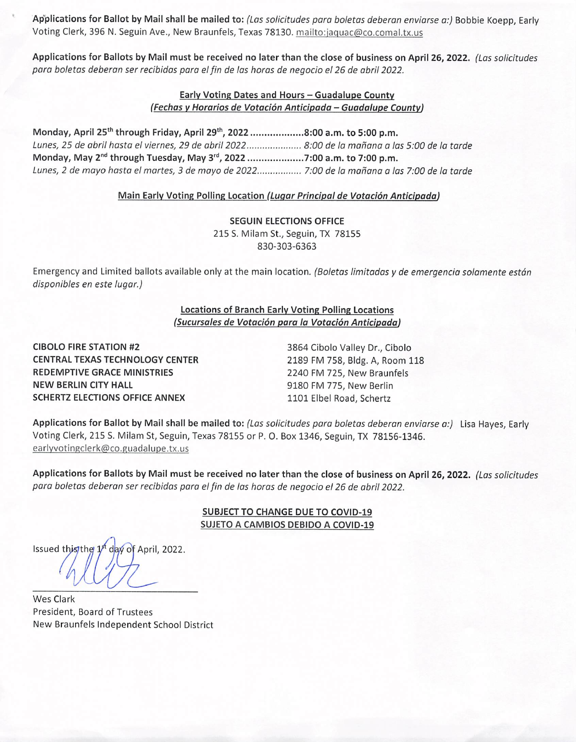**Applications for Ballot by Mail shall be mailed to:** *(Las solicitudes para boletas deberan enviarse a:)* Bobbie Koepp, Early Voting Clerk, 396 N. Seguin Ave., New Braunfels, Texas 78130. mailto:jaquac@co.comal.tx.us

**Applications for Ballots by Mail must be received no later than the close of business on April 26, 2022.** *(Las solicitudes para boletas deberan ser recibidas para el fin de las horas de negocio el 26 de abril 2022.*

## Early Voting Dates and Hours – Guadalupe County
## *(Fechas y Horarios de Votación Anticipada – Guadalupe County)*

**Monday, April 25th through Friday, April 29th, 2022 ...................8:00 a.m. to 5:00 p.m.**
*Lunes, 25 de abril hasta el viernes, 29 de abril 2022..................... 8:00 de la mañana a las 5:00 de la tarde*
**Monday, May 2nd through Tuesday, May 3rd, 2022 ....................7:00 a.m. to 7:00 p.m.**
*Lunes, 2 de mayo hasta el martes, 3 de mayo de 2022................. 7:00 de la mañana a las 7:00 de la tarde*

## Main Early Voting Polling Location *(Lugar Principal de Votación Anticipada)*

**SEGUIN ELECTIONS OFFICE**
215 S. Milam St., Seguin, TX 78155
830-303-6363

Emergency and Limited ballots available only at the main location. *(Boletas limitadas y de emergencia solamente están disponibles en este lugar.)*

## Locations of Branch Early Voting Polling Locations
## *(Sucursales de Votación para la Votación Anticipada)*

| | |
|---|---|
| **CIBOLO FIRE STATION #2** | 3864 Cibolo Valley Dr., Cibolo |
| **CENTRAL TEXAS TECHNOLOGY CENTER** | 2189 FM 758, Bldg. A, Room 118 |
| **REDEMPTIVE GRACE MINISTRIES** | 2240 FM 725, New Braunfels |
| **NEW BERLIN CITY HALL** | 9180 FM 775, New Berlin |
| **SCHERTZ ELECTIONS OFFICE ANNEX** | 1101 Elbel Road, Schertz |

**Applications for Ballot by Mail shall be mailed to:** *(Las solicitudes para boletas deberan enviarse a:)* Lisa Hayes, Early Voting Clerk, 215 S. Milam St, Seguin, Texas 78155 or P. O. Box 1346, Seguin, TX 78156-1346. earlyvotingclerk@co.guadalupe.tx.us

**Applications for Ballots by Mail must be received no later than the close of business on April 26, 2022.** *(Las solicitudes para boletas deberan ser recibidas para el fin de las horas de negocio el 26 de abril 2022.*

**SUBJECT TO CHANGE DUE TO COVID-19**
**SUJETO A CAMBIOS DEBIDO A COVID-19**

Issued this the 1st day of April, 2022.

Wes Clark
President, Board of Trustees
New Braunfels Independent School District